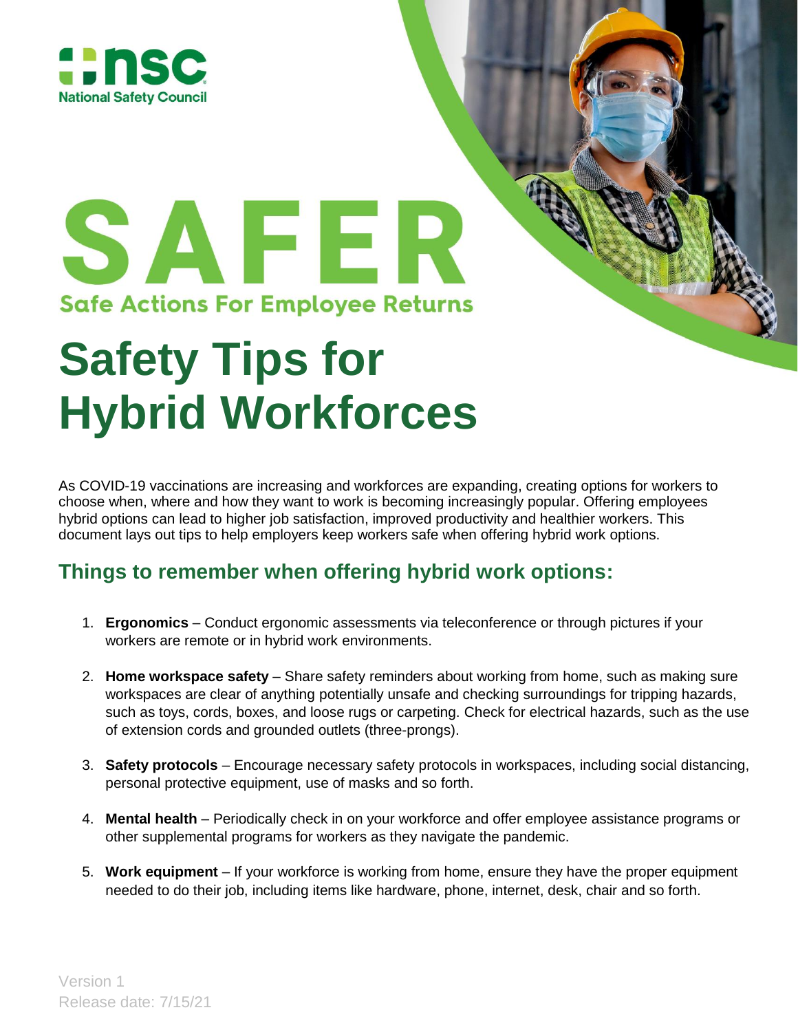nsc National Safety Council

# SAFER

**Safe Actions For Employee Returns**

# Safety Tips for Hybrid Workforces

As COVID-19 vaccinations are increasing and workforces are expanding, creating options for workers to choose when, where and how they want to work is becoming increasingly popular. Offering employees hybrid options can lead to higher job satisfaction, improved productivity and healthier workers. This document lays out tips to help employers keep workers safe when offering hybrid work options.

## Things to remember when offering hybrid work options:

1. **Ergonomics** – Conduct ergonomic assessments via teleconference or through pictures if your workers are remote or in hybrid work environments.

2. **Home workspace safety** – Share safety reminders about working from home, such as making sure workspaces are clear of anything potentially unsafe and checking surroundings for tripping hazards, such as toys, cords, boxes, and loose rugs or carpeting. Check for electrical hazards, such as the use of extension cords and grounded outlets (three-prongs).

3. **Safety protocols** – Encourage necessary safety protocols in workspaces, including social distancing, personal protective equipment, use of masks and so forth.

4. **Mental health** – Periodically check in on your workforce and offer employee assistance programs or other supplemental programs for workers as they navigate the pandemic.

5. **Work equipment** – If your workforce is working from home, ensure they have the proper equipment needed to do their job, including items like hardware, phone, internet, desk, chair and so forth.

Version 1
Release date: 7/15/21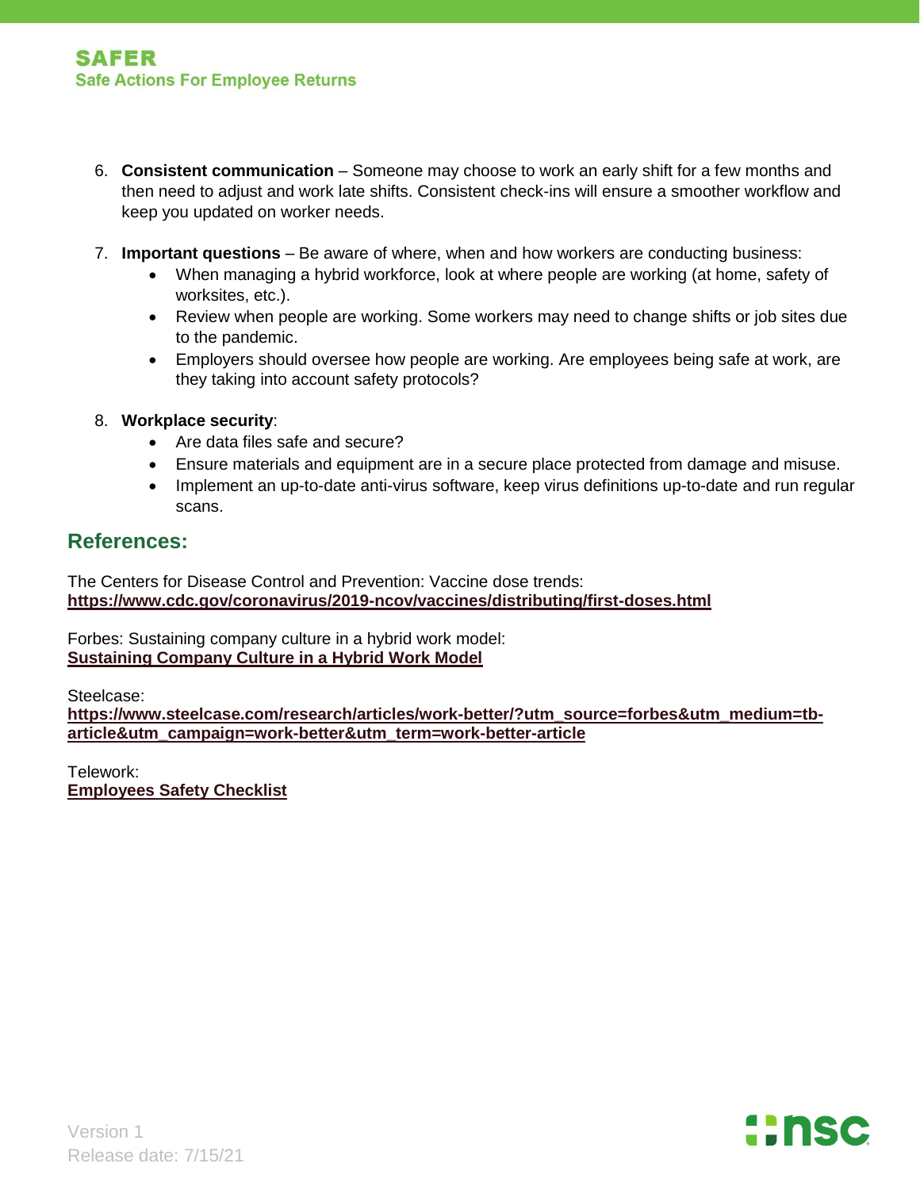6. **Consistent communication** – Someone may choose to work an early shift for a few months and then need to adjust and work late shifts. Consistent check-ins will ensure a smoother workflow and keep you updated on worker needs.

7. **Important questions** – Be aware of where, when and how workers are conducting business:
    - When managing a hybrid workforce, look at where people are working (at home, safety of worksites, etc.).
    - Review when people are working. Some workers may need to change shifts or job sites due to the pandemic.
    - Employers should oversee how people are working. Are employees being safe at work, are they taking into account safety protocols?

8. **Workplace security**:
    - Are data files safe and secure?
    - Ensure materials and equipment are in a secure place protected from damage and misuse.
    - Implement an up-to-date anti-virus software, keep virus definitions up-to-date and run regular scans.

## References:

The Centers for Disease Control and Prevention: Vaccine dose trends:
**https://www.cdc.gov/coronavirus/2019-ncov/vaccines/distributing/first-doses.html**

Forbes: Sustaining company culture in a hybrid work model:
**Sustaining Company Culture in a Hybrid Work Model**

Steelcase:
**https://www.steelcase.com/research/articles/work-better/?utm_source=forbes&utm_medium=tb-article&utm_campaign=work-better&utm_term=work-better-article**

Telework:
**Employees Safety Checklist**

Version 1
Release date: 7/15/21